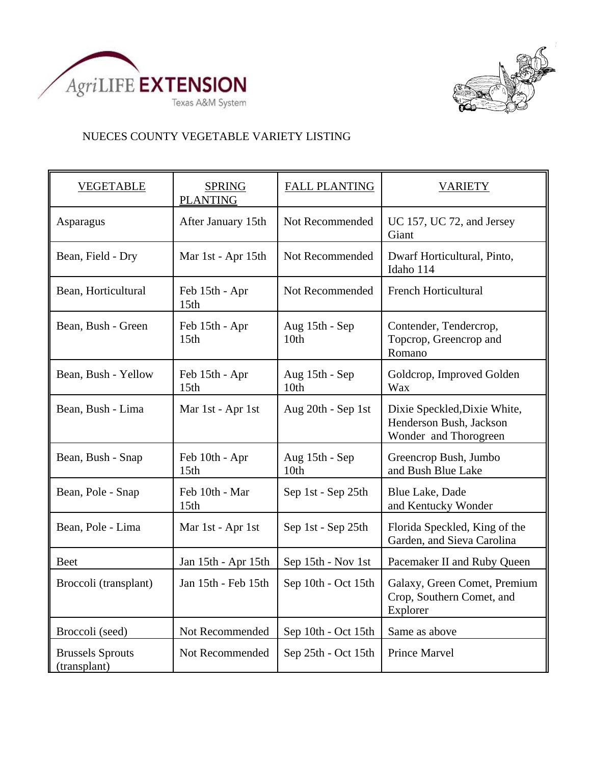# NUECES COUNTY VEGETABLE VARIETY LISTING

| VEGETABLE | SPRING PLANTING | FALL PLANTING | VARIETY |
|---|---|---|---|
| Asparagus | After January 15th | Not Recommended | UC 157, UC 72, and Jersey Giant |
| Bean, Field - Dry | Mar 1st - Apr 15th | Not Recommended | Dwarf Horticultural, Pinto, Idaho 114 |
| Bean, Horticultural | Feb 15th - Apr 15th | Not Recommended | French Horticultural |
| Bean, Bush - Green | Feb 15th - Apr 15th | Aug 15th - Sep 10th | Contender, Tendercrop, Topcrop, Greencrop and Romano |
| Bean, Bush - Yellow | Feb 15th - Apr 15th | Aug 15th - Sep 10th | Goldcrop, Improved Golden Wax |
| Bean, Bush - Lima | Mar 1st - Apr 1st | Aug 20th - Sep 1st | Dixie Speckled,Dixie White, Henderson Bush, Jackson Wonder and Thorogreen |
| Bean, Bush - Snap | Feb 10th - Apr 15th | Aug 15th - Sep 10th | Greencrop Bush, Jumbo and Bush Blue Lake |
| Bean, Pole - Snap | Feb 10th - Mar 15th | Sep 1st - Sep 25th | Blue Lake, Dade and Kentucky Wonder |
| Bean, Pole - Lima | Mar 1st - Apr 1st | Sep 1st - Sep 25th | Florida Speckled, King of the Garden, and Sieva Carolina |
| Beet | Jan 15th - Apr 15th | Sep 15th - Nov 1st | Pacemaker II and Ruby Queen |
| Broccoli (transplant) | Jan 15th - Feb 15th | Sep 10th - Oct 15th | Galaxy, Green Comet, Premium Crop, Southern Comet, and Explorer |
| Broccoli (seed) | Not Recommended | Sep 10th - Oct 15th | Same as above |
| Brussels Sprouts (transplant) | Not Recommended | Sep 25th - Oct 15th | Prince Marvel |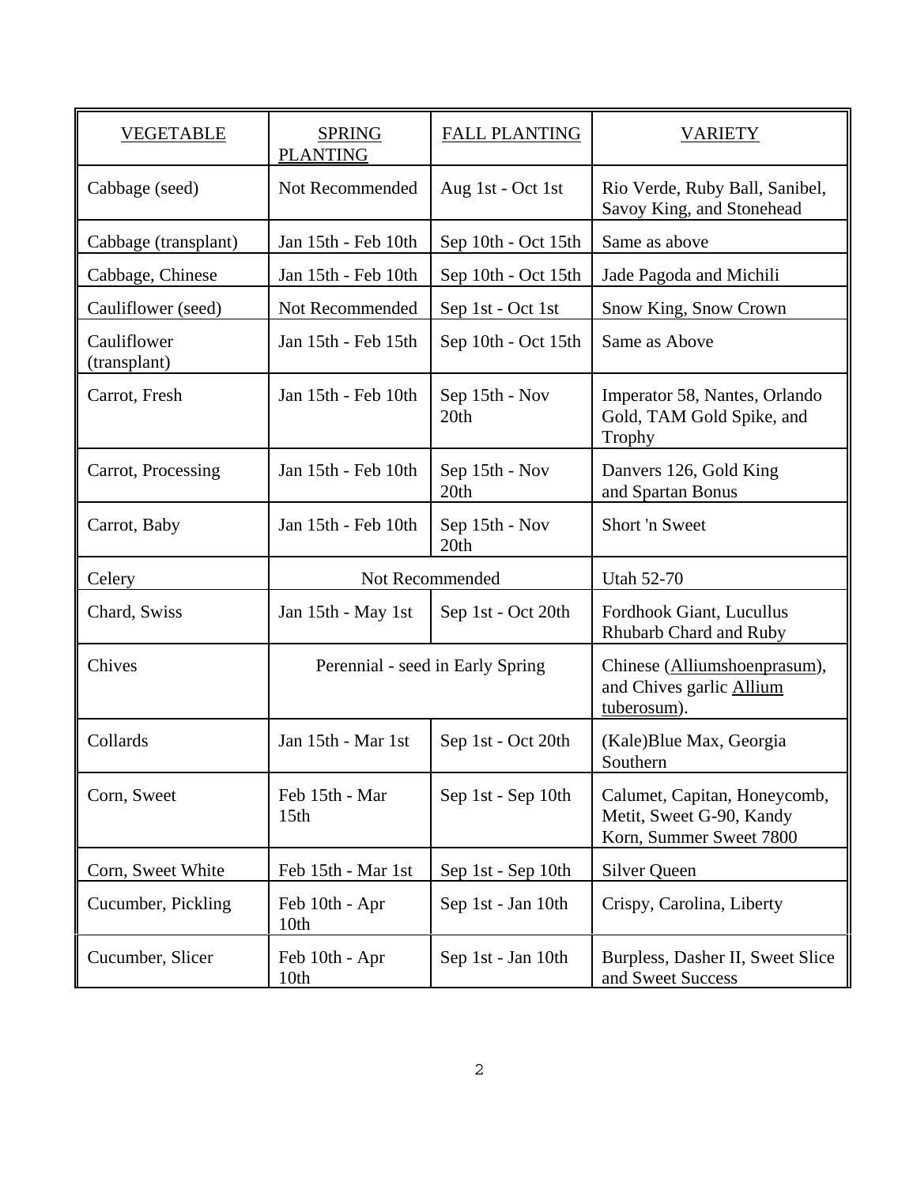| VEGETABLE | SPRING PLANTING | FALL PLANTING | VARIETY |
|---|---|---|---|
| Cabbage (seed) | Not Recommended | Aug 1st - Oct 1st | Rio Verde, Ruby Ball, Sanibel, Savoy King, and Stonehead |
| Cabbage (transplant) | Jan 15th - Feb 10th | Sep 10th - Oct 15th | Same as above |
| Cabbage, Chinese | Jan 15th - Feb 10th | Sep 10th - Oct 15th | Jade Pagoda and Michili |
| Cauliflower (seed) | Not Recommended | Sep 1st - Oct 1st | Snow King, Snow Crown |
| Cauliflower (transplant) | Jan 15th - Feb 15th | Sep 10th - Oct 15th | Same as Above |
| Carrot, Fresh | Jan 15th - Feb 10th | Sep 15th - Nov 20th | Imperator 58, Nantes, Orlando Gold, TAM Gold Spike, and Trophy |
| Carrot, Processing | Jan 15th - Feb 10th | Sep 15th - Nov 20th | Danvers 126, Gold King and Spartan Bonus |
| Carrot, Baby | Jan 15th - Feb 10th | Sep 15th - Nov 20th | Short 'n Sweet |
| Celery | Not Recommended | | Utah 52-70 |
| Chard, Swiss | Jan 15th - May 1st | Sep 1st - Oct 20th | Fordhook Giant, Lucullus Rhubarb Chard and Ruby |
| Chives | Perennial - seed in Early Spring | | Chinese (Alliumshoenprasum), and Chives garlic Allium tuberosum). |
| Collards | Jan 15th - Mar 1st | Sep 1st - Oct 20th | (Kale)Blue Max, Georgia Southern |
| Corn, Sweet | Feb 15th - Mar 15th | Sep 1st - Sep 10th | Calumet, Capitan, Honeycomb, Metit, Sweet G-90, Kandy Korn, Summer Sweet 7800 |
| Corn, Sweet White | Feb 15th - Mar 1st | Sep 1st - Sep 10th | Silver Queen |
| Cucumber, Pickling | Feb 10th - Apr 10th | Sep 1st - Jan 10th | Crispy, Carolina, Liberty |
| Cucumber, Slicer | Feb 10th - Apr 10th | Sep 1st - Jan 10th | Burpless, Dasher II, Sweet Slice and Sweet Success |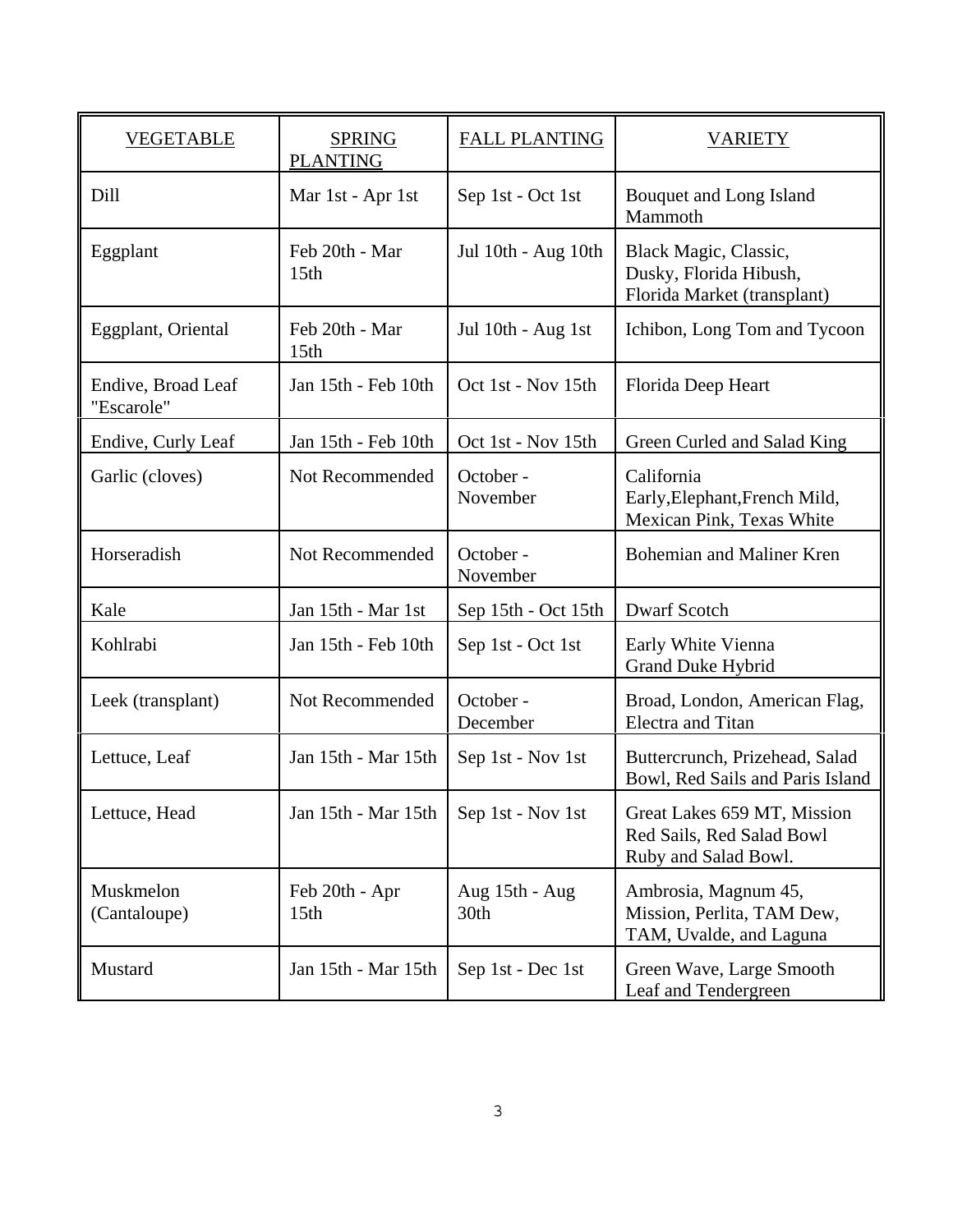| VEGETABLE | SPRING PLANTING | FALL PLANTING | VARIETY |
| --- | --- | --- | --- |
| Dill | Mar 1st - Apr 1st | Sep 1st - Oct 1st | Bouquet and Long Island Mammoth |
| Eggplant | Feb 20th - Mar 15th | Jul 10th - Aug 10th | Black Magic, Classic, Dusky, Florida Hibush, Florida Market (transplant) |
| Eggplant, Oriental | Feb 20th - Mar 15th | Jul 10th - Aug 1st | Ichibon, Long Tom and Tycoon |
| Endive, Broad Leaf "Escarole" | Jan 15th - Feb 10th | Oct 1st - Nov 15th | Florida Deep Heart |
| Endive, Curly Leaf | Jan 15th - Feb 10th | Oct 1st - Nov 15th | Green Curled and Salad King |
| Garlic (cloves) | Not Recommended | October - November | California Early,Elephant,French Mild, Mexican Pink, Texas White |
| Horseradish | Not Recommended | October - November | Bohemian and Maliner Kren |
| Kale | Jan 15th - Mar 1st | Sep 15th - Oct 15th | Dwarf Scotch |
| Kohlrabi | Jan 15th - Feb 10th | Sep 1st - Oct 1st | Early White Vienna Grand Duke Hybrid |
| Leek (transplant) | Not Recommended | October - December | Broad, London, American Flag, Electra and Titan |
| Lettuce, Leaf | Jan 15th - Mar 15th | Sep 1st - Nov 1st | Buttercrunch, Prizehead, Salad Bowl, Red Sails and Paris Island |
| Lettuce, Head | Jan 15th - Mar 15th | Sep 1st - Nov 1st | Great Lakes 659 MT, Mission Red Sails, Red Salad Bowl Ruby and Salad Bowl. |
| Muskmelon (Cantaloupe) | Feb 20th - Apr 15th | Aug 15th - Aug 30th | Ambrosia, Magnum 45, Mission, Perlita, TAM Dew, TAM, Uvalde, and Laguna |
| Mustard | Jan 15th - Mar 15th | Sep 1st - Dec 1st | Green Wave, Large Smooth Leaf and Tendergreen |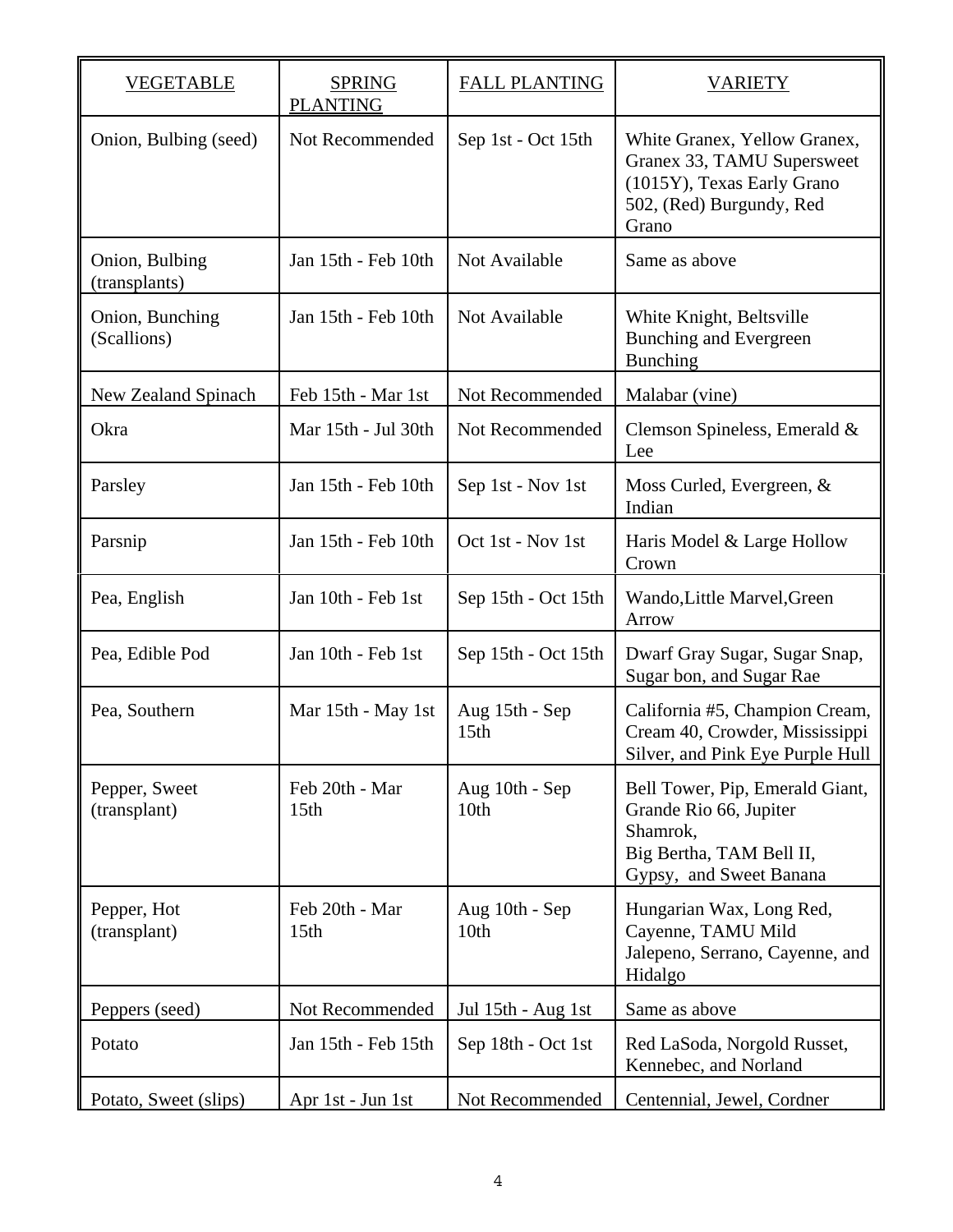| VEGETABLE | SPRING PLANTING | FALL PLANTING | VARIETY |
|---|---|---|---|
| Onion, Bulbing (seed) | Not Recommended | Sep 1st - Oct 15th | White Granex, Yellow Granex, Granex 33, TAMU Supersweet (1015Y), Texas Early Grano 502, (Red) Burgundy, Red Grano |
| Onion, Bulbing (transplants) | Jan 15th - Feb 10th | Not Available | Same as above |
| Onion, Bunching (Scallions) | Jan 15th - Feb 10th | Not Available | White Knight, Beltsville Bunching and Evergreen Bunching |
| New Zealand Spinach | Feb 15th - Mar 1st | Not Recommended | Malabar (vine) |
| Okra | Mar 15th - Jul 30th | Not Recommended | Clemson Spineless, Emerald & Lee |
| Parsley | Jan 15th - Feb 10th | Sep 1st - Nov 1st | Moss Curled, Evergreen, & Indian |
| Parsnip | Jan 15th - Feb 10th | Oct 1st - Nov 1st | Haris Model & Large Hollow Crown |
| Pea, English | Jan 10th - Feb 1st | Sep 15th - Oct 15th | Wando,Little Marvel,Green Arrow |
| Pea, Edible Pod | Jan 10th - Feb 1st | Sep 15th - Oct 15th | Dwarf Gray Sugar, Sugar Snap, Sugar bon, and Sugar Rae |
| Pea, Southern | Mar 15th - May 1st | Aug 15th - Sep 15th | California #5, Champion Cream, Cream 40, Crowder, Mississippi Silver, and Pink Eye Purple Hull |
| Pepper, Sweet (transplant) | Feb 20th - Mar 15th | Aug 10th - Sep 10th | Bell Tower, Pip, Emerald Giant, Grande Rio 66, Jupiter Shamrok, Big Bertha, TAM Bell II, Gypsy, and Sweet Banana |
| Pepper, Hot (transplant) | Feb 20th - Mar 15th | Aug 10th - Sep 10th | Hungarian Wax, Long Red, Cayenne, TAMU Mild Jalepeno, Serrano, Cayenne, and Hidalgo |
| Peppers (seed) | Not Recommended | Jul 15th - Aug 1st | Same as above |
| Potato | Jan 15th - Feb 15th | Sep 18th - Oct 1st | Red LaSoda, Norgold Russet, Kennebec, and Norland |
| Potato, Sweet (slips) | Apr 1st - Jun 1st | Not Recommended | Centennial, Jewel, Cordner |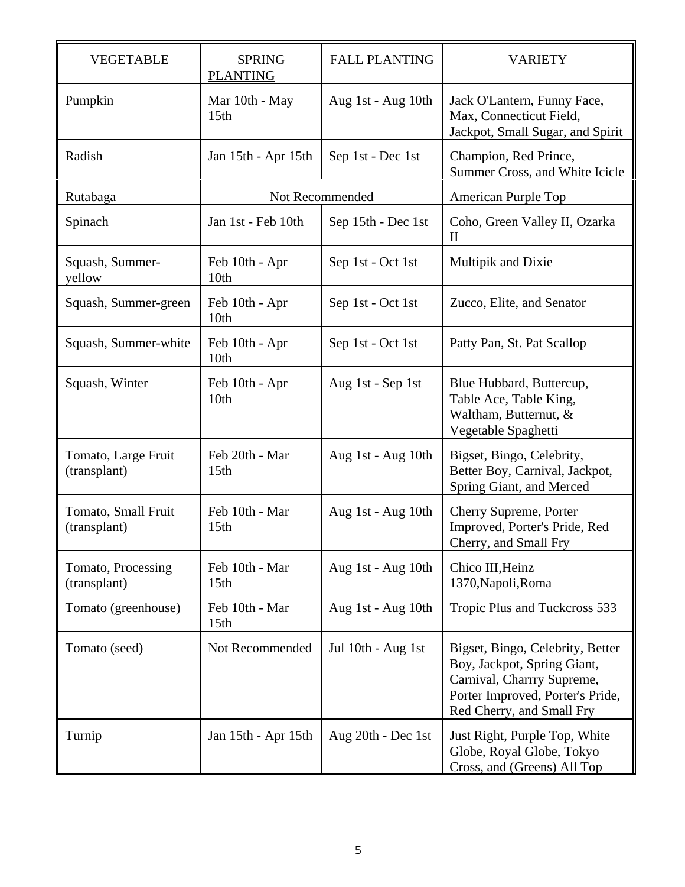| VEGETABLE | SPRING PLANTING | FALL PLANTING | VARIETY |
|---|---|---|---|
| Pumpkin | Mar 10th - May 15th | Aug 1st - Aug 10th | Jack O'Lantern, Funny Face, Max, Connecticut Field, Jackpot, Small Sugar, and Spirit |
| Radish | Jan 15th - Apr 15th | Sep 1st - Dec 1st | Champion, Red Prince, Summer Cross, and White Icicle |
| Rutabaga | Not Recommended | | American Purple Top |
| Spinach | Jan 1st - Feb 10th | Sep 15th - Dec 1st | Coho, Green Valley II, Ozarka II |
| Squash, Summer-yellow | Feb 10th - Apr 10th | Sep 1st - Oct 1st | Multipik and Dixie |
| Squash, Summer-green | Feb 10th - Apr 10th | Sep 1st - Oct 1st | Zucco, Elite, and Senator |
| Squash, Summer-white | Feb 10th - Apr 10th | Sep 1st - Oct 1st | Patty Pan, St. Pat Scallop |
| Squash, Winter | Feb 10th - Apr 10th | Aug 1st - Sep 1st | Blue Hubbard, Buttercup, Table Ace, Table King, Waltham, Butternut, & Vegetable Spaghetti |
| Tomato, Large Fruit (transplant) | Feb 20th - Mar 15th | Aug 1st - Aug 10th | Bigset, Bingo, Celebrity, Better Boy, Carnival, Jackpot, Spring Giant, and Merced |
| Tomato, Small Fruit (transplant) | Feb 10th - Mar 15th | Aug 1st - Aug 10th | Cherry Supreme, Porter Improved, Porter's Pride, Red Cherry, and Small Fry |
| Tomato, Processing (transplant) | Feb 10th - Mar 15th | Aug 1st - Aug 10th | Chico III,Heinz 1370,Napoli,Roma |
| Tomato (greenhouse) | Feb 10th - Mar 15th | Aug 1st - Aug 10th | Tropic Plus and Tuckcross 533 |
| Tomato (seed) | Not Recommended | Jul 10th - Aug 1st | Bigset, Bingo, Celebrity, Better Boy, Jackpot, Spring Giant, Carnival, Charrry Supreme, Porter Improved, Porter's Pride, Red Cherry, and Small Fry |
| Turnip | Jan 15th - Apr 15th | Aug 20th - Dec 1st | Just Right, Purple Top, White Globe, Royal Globe, Tokyo Cross, and (Greens) All Top |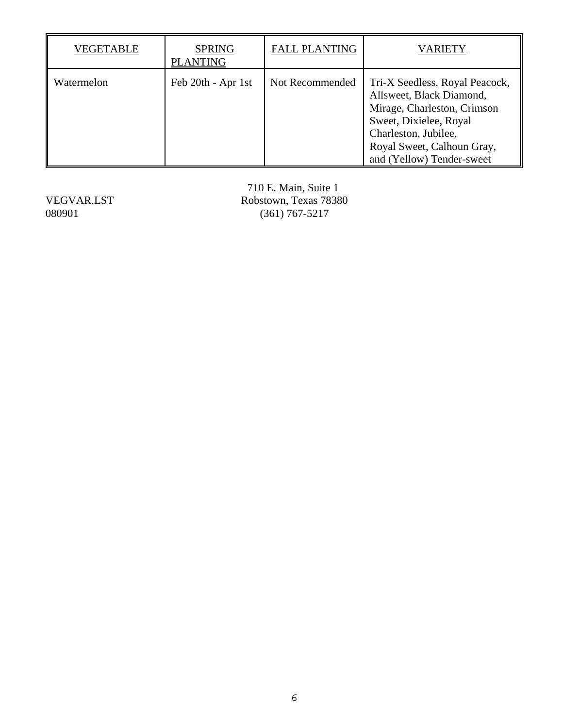| VEGETABLE | SPRING PLANTING | FALL PLANTING | VARIETY |
|---|---|---|---|
| Watermelon | Feb 20th - Apr 1st | Not Recommended | Tri-X Seedless, Royal Peacock, Allsweet, Black Diamond, Mirage, Charleston, Crimson Sweet, Dixielee, Royal Charleston, Jubilee, Royal Sweet, Calhoun Gray, and (Yellow) Tender-sweet |

VEGVAR.LST
080901

710 E. Main, Suite 1
Robstown, Texas 78380
(361) 767-5217